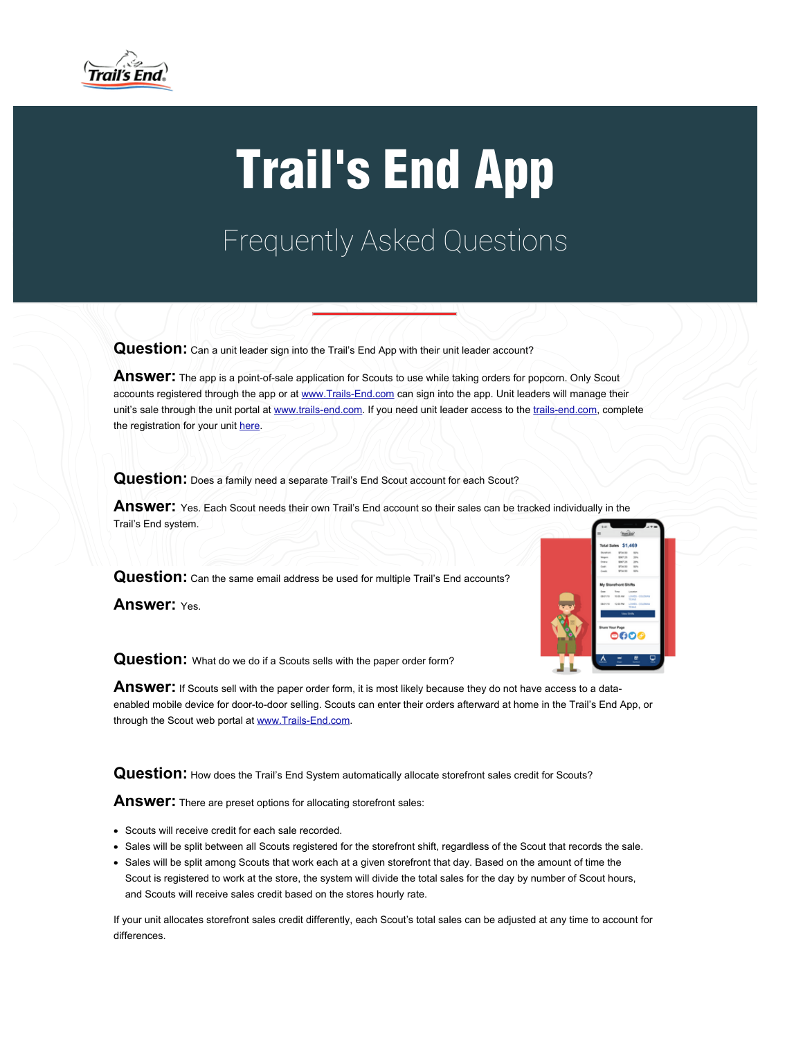# Trail's End App

## Frequently Asked Questions

**Question:** Can a unit leader sign into the Trail's End App with their unit leader account?

**Answer:** The app is a point-of-sale application for Scouts to use while taking orders for popcorn. Only Scout accounts registered through the app or at www.Trails-End.com can sign into the app. Unit leaders will manage their unit's sale through the unit portal at www.trails-end.com. If you need unit leader access to the trails-end.com, complete the registration for your unit here.

**Question:** Does a family need a separate Trail's End Scout account for each Scout?

**Answer:** Yes. Each Scout needs their own Trail's End account so their sales can be tracked individually in the Trail's End system.

**Question:** Can the same email address be used for multiple Trail's End accounts?

**Answer:** Yes.

**Question:** What do we do if a Scouts sells with the paper order form?

**Answer:** If Scouts sell with the paper order form, it is most likely because they do not have access to a data-enabled mobile device for door-to-door selling. Scouts can enter their orders afterward at home in the Trail's End App, or through the Scout web portal at www.Trails-End.com.

**Question:** How does the Trail's End System automatically allocate storefront sales credit for Scouts?

**Answer:** There are preset options for allocating storefront sales:

- Scouts will receive credit for each sale recorded.
- Sales will be split between all Scouts registered for the storefront shift, regardless of the Scout that records the sale.
- Sales will be split among Scouts that work each at a given storefront that day. Based on the amount of time the Scout is registered to work at the store, the system will divide the total sales for the day by number of Scout hours, and Scouts will receive sales credit based on the stores hourly rate.

If your unit allocates storefront sales credit differently, each Scout's total sales can be adjusted at any time to account for differences.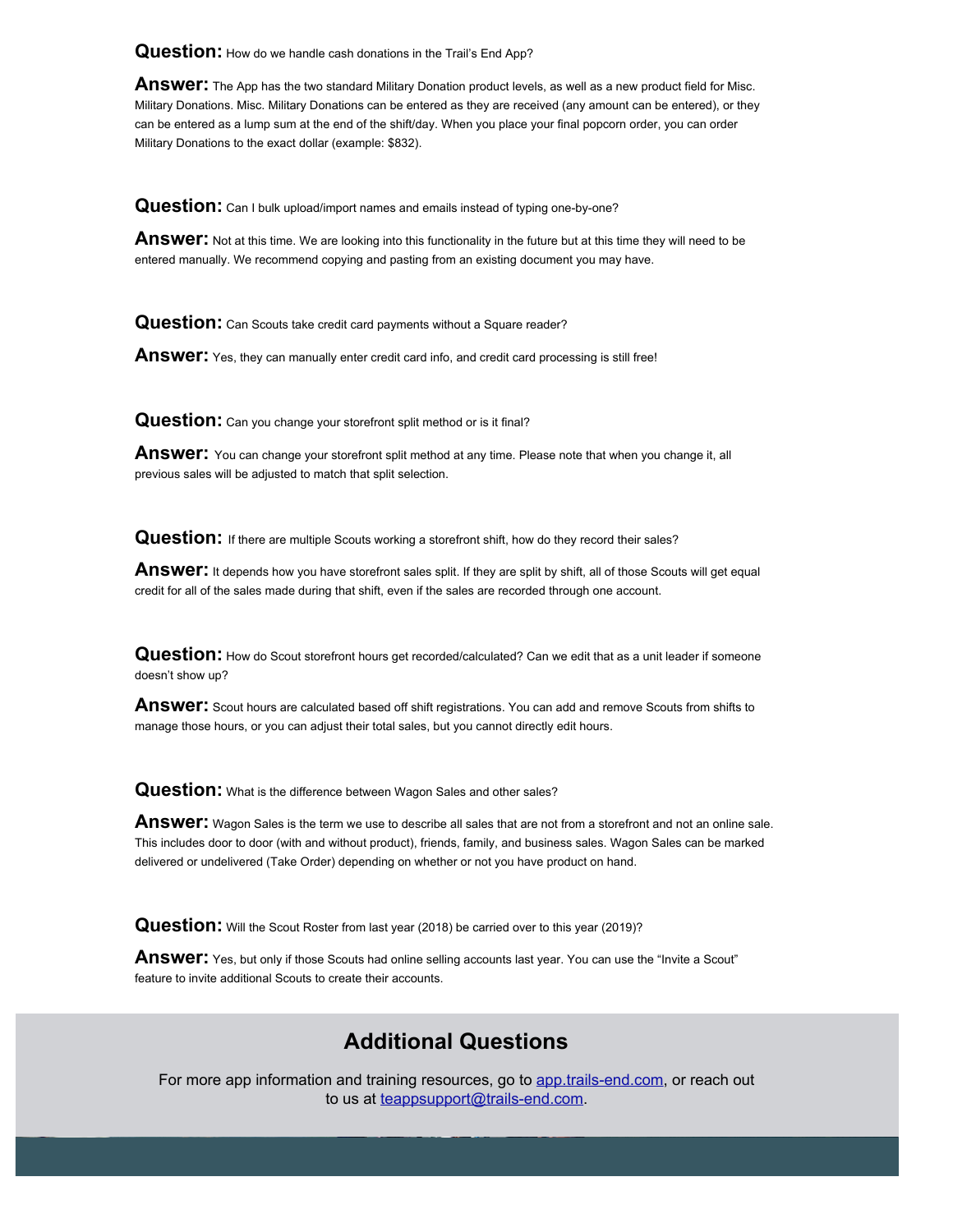**Question:** How do we handle cash donations in the Trail's End App?

**Answer:** The App has the two standard Military Donation product levels, as well as a new product field for Misc. Military Donations. Misc. Military Donations can be entered as they are received (any amount can be entered), or they can be entered as a lump sum at the end of the shift/day. When you place your final popcorn order, you can order Military Donations to the exact dollar (example: $832).

**Question:** Can I bulk upload/import names and emails instead of typing one-by-one?

**Answer:** Not at this time. We are looking into this functionality in the future but at this time they will need to be entered manually. We recommend copying and pasting from an existing document you may have.

**Question:** Can Scouts take credit card payments without a Square reader?

**Answer:** Yes, they can manually enter credit card info, and credit card processing is still free!

**Question:** Can you change your storefront split method or is it final?

**Answer:** You can change your storefront split method at any time. Please note that when you change it, all previous sales will be adjusted to match that split selection.

**Question:** If there are multiple Scouts working a storefront shift, how do they record their sales?

**Answer:** It depends how you have storefront sales split. If they are split by shift, all of those Scouts will get equal credit for all of the sales made during that shift, even if the sales are recorded through one account.

**Question:** How do Scout storefront hours get recorded/calculated? Can we edit that as a unit leader if someone doesn't show up?

**Answer:** Scout hours are calculated based off shift registrations. You can add and remove Scouts from shifts to manage those hours, or you can adjust their total sales, but you cannot directly edit hours.

**Question:** What is the difference between Wagon Sales and other sales?

**Answer:** Wagon Sales is the term we use to describe all sales that are not from a storefront and not an online sale. This includes door to door (with and without product), friends, family, and business sales. Wagon Sales can be marked delivered or undelivered (Take Order) depending on whether or not you have product on hand.

**Question:** Will the Scout Roster from last year (2018) be carried over to this year (2019)?

**Answer:** Yes, but only if those Scouts had online selling accounts last year. You can use the "Invite a Scout" feature to invite additional Scouts to create their accounts.

## Additional Questions

For more app information and training resources, go to [app.trails-end.com](app.trails-end.com), or reach out to us at [teappsupport@trails-end.com](mailto:teappsupport@trails-end.com).